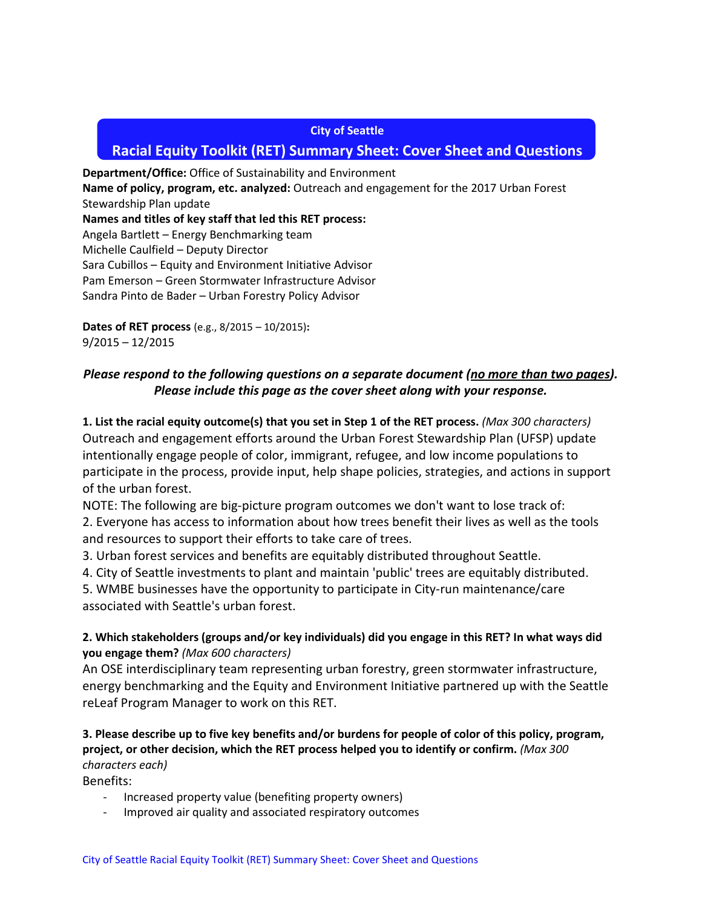## City of Seattle

# Racial Equity Toolkit (RET) Summary Sheet: Cover Sheet and Questions

**Department/Office:** Office of Sustainability and Environment
**Name of policy, program, etc. analyzed:** Outreach and engagement for the 2017 Urban Forest Stewardship Plan update
**Names and titles of key staff that led this RET process:**
Angela Bartlett – Energy Benchmarking team
Michelle Caulfield – Deputy Director
Sara Cubillos – Equity and Environment Initiative Advisor
Pam Emerson – Green Stormwater Infrastructure Advisor
Sandra Pinto de Bader – Urban Forestry Policy Advisor

**Dates of RET process** (e.g., 8/2015 – 10/2015)**:**
9/2015 – 12/2015

***Please respond to the following questions on a separate document (no more than two pages). Please include this page as the cover sheet along with your response.***

**1. List the racial equity outcome(s) that you set in Step 1 of the RET process.** *(Max 300 characters)*
Outreach and engagement efforts around the Urban Forest Stewardship Plan (UFSP) update intentionally engage people of color, immigrant, refugee, and low income populations to participate in the process, provide input, help shape policies, strategies, and actions in support of the urban forest.
NOTE: The following are big-picture program outcomes we don't want to lose track of:
2. Everyone has access to information about how trees benefit their lives as well as the tools and resources to support their efforts to take care of trees.
3. Urban forest services and benefits are equitably distributed throughout Seattle.
4. City of Seattle investments to plant and maintain 'public' trees are equitably distributed.
5. WMBE businesses have the opportunity to participate in City-run maintenance/care associated with Seattle's urban forest.

**2. Which stakeholders (groups and/or key individuals) did you engage in this RET? In what ways did you engage them?** *(Max 600 characters)*
An OSE interdisciplinary team representing urban forestry, green stormwater infrastructure, energy benchmarking and the Equity and Environment Initiative partnered up with the Seattle reLeaf Program Manager to work on this RET.

**3. Please describe up to five key benefits and/or burdens for people of color of this policy, program, project, or other decision, which the RET process helped you to identify or confirm.** *(Max 300 characters each)*
Benefits:

- Increased property value (benefiting property owners)
- Improved air quality and associated respiratory outcomes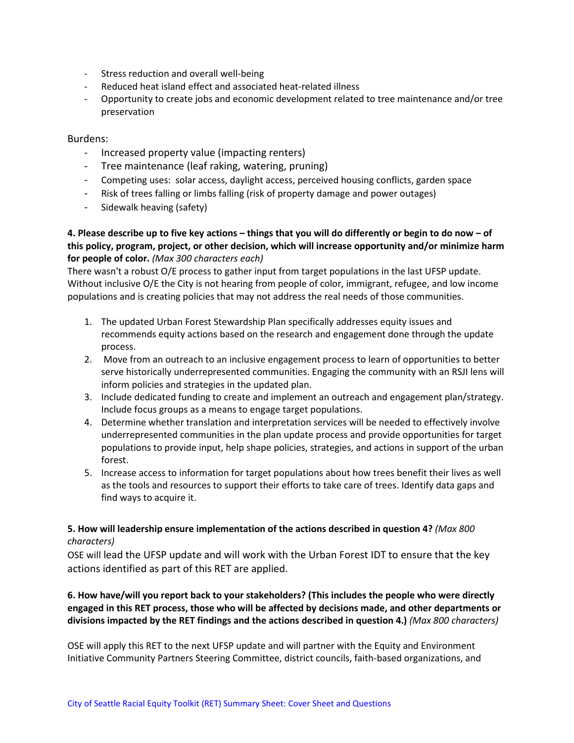- Stress reduction and overall well-being
- Reduced heat island effect and associated heat-related illness
- Opportunity to create jobs and economic development related to tree maintenance and/or tree preservation

Burdens:

- Increased property value (impacting renters)
- Tree maintenance (leaf raking, watering, pruning)
- Competing uses: solar access, daylight access, perceived housing conflicts, garden space
- Risk of trees falling or limbs falling (risk of property damage and power outages)
- Sidewalk heaving (safety)

**4. Please describe up to five key actions – things that you will do differently or begin to do now – of this policy, program, project, or other decision, which will increase opportunity and/or minimize harm for people of color.** *(Max 300 characters each)*

There wasn't a robust O/E process to gather input from target populations in the last UFSP update. Without inclusive O/E the City is not hearing from people of color, immigrant, refugee, and low income populations and is creating policies that may not address the real needs of those communities.

1. The updated Urban Forest Stewardship Plan specifically addresses equity issues and recommends equity actions based on the research and engagement done through the update process.
2. Move from an outreach to an inclusive engagement process to learn of opportunities to better serve historically underrepresented communities. Engaging the community with an RSJI lens will inform policies and strategies in the updated plan.
3. Include dedicated funding to create and implement an outreach and engagement plan/strategy. Include focus groups as a means to engage target populations.
4. Determine whether translation and interpretation services will be needed to effectively involve underrepresented communities in the plan update process and provide opportunities for target populations to provide input, help shape policies, strategies, and actions in support of the urban forest.
5. Increase access to information for target populations about how trees benefit their lives as well as the tools and resources to support their efforts to take care of trees. Identify data gaps and find ways to acquire it.

**5. How will leadership ensure implementation of the actions described in question 4?** *(Max 800 characters)*

OSE will lead the UFSP update and will work with the Urban Forest IDT to ensure that the key actions identified as part of this RET are applied.

**6. How have/will you report back to your stakeholders? (This includes the people who were directly engaged in this RET process, those who will be affected by decisions made, and other departments or divisions impacted by the RET findings and the actions described in question 4.)** *(Max 800 characters)*

OSE will apply this RET to the next UFSP update and will partner with the Equity and Environment Initiative Community Partners Steering Committee, district councils, faith-based organizations, and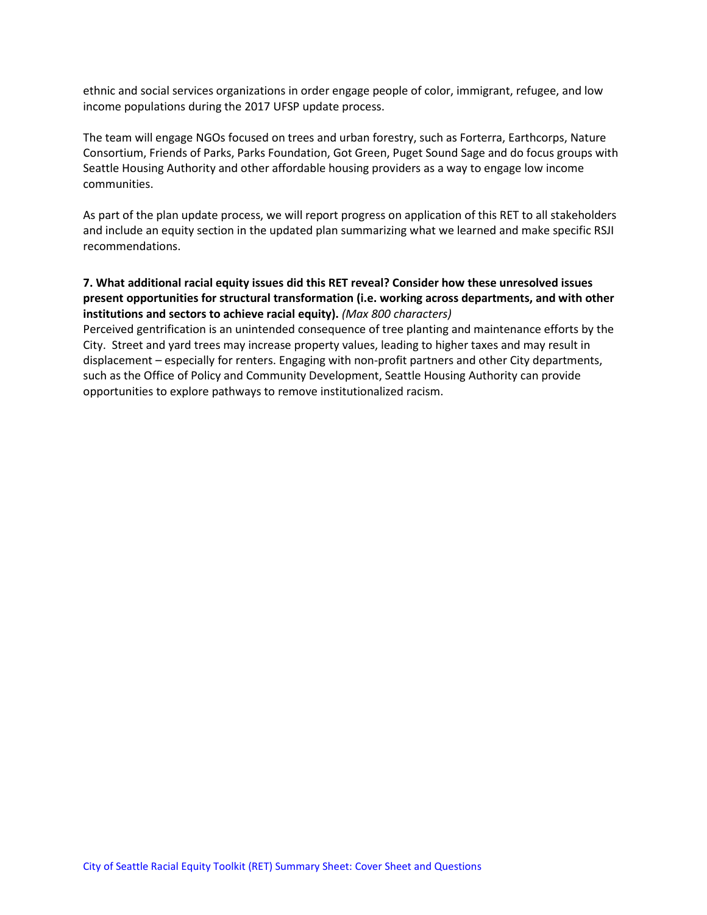ethnic and social services organizations in order engage people of color, immigrant, refugee, and low income populations during the 2017 UFSP update process.

The team will engage NGOs focused on trees and urban forestry, such as Forterra, Earthcorps, Nature Consortium, Friends of Parks, Parks Foundation, Got Green, Puget Sound Sage and do focus groups with Seattle Housing Authority and other affordable housing providers as a way to engage low income communities.

As part of the plan update process, we will report progress on application of this RET to all stakeholders and include an equity section in the updated plan summarizing what we learned and make specific RSJI recommendations.

**7. What additional racial equity issues did this RET reveal? Consider how these unresolved issues present opportunities for structural transformation (i.e. working across departments, and with other institutions and sectors to achieve racial equity).** *(Max 800 characters)*

Perceived gentrification is an unintended consequence of tree planting and maintenance efforts by the City. Street and yard trees may increase property values, leading to higher taxes and may result in displacement – especially for renters. Engaging with non-profit partners and other City departments, such as the Office of Policy and Community Development, Seattle Housing Authority can provide opportunities to explore pathways to remove institutionalized racism.